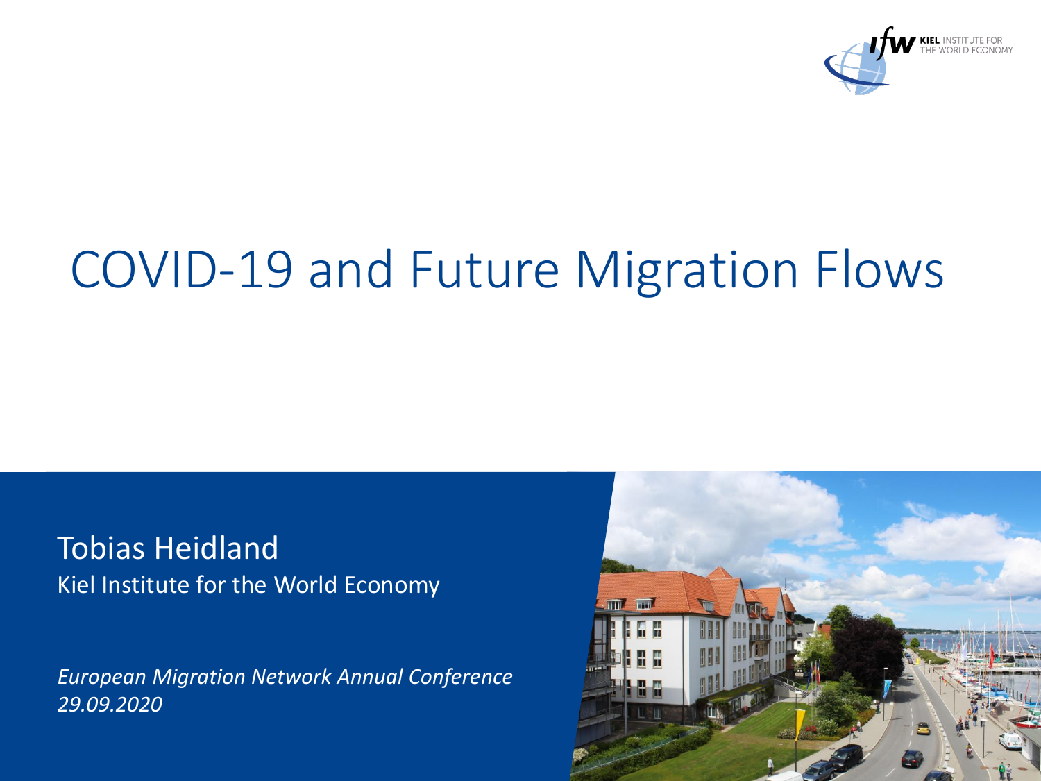# COVID-19 and Future Migration Flows

Tobias Heidland

Kiel Institute for the World Economy

*European Migration Network Annual Conference*
*29.09.2020*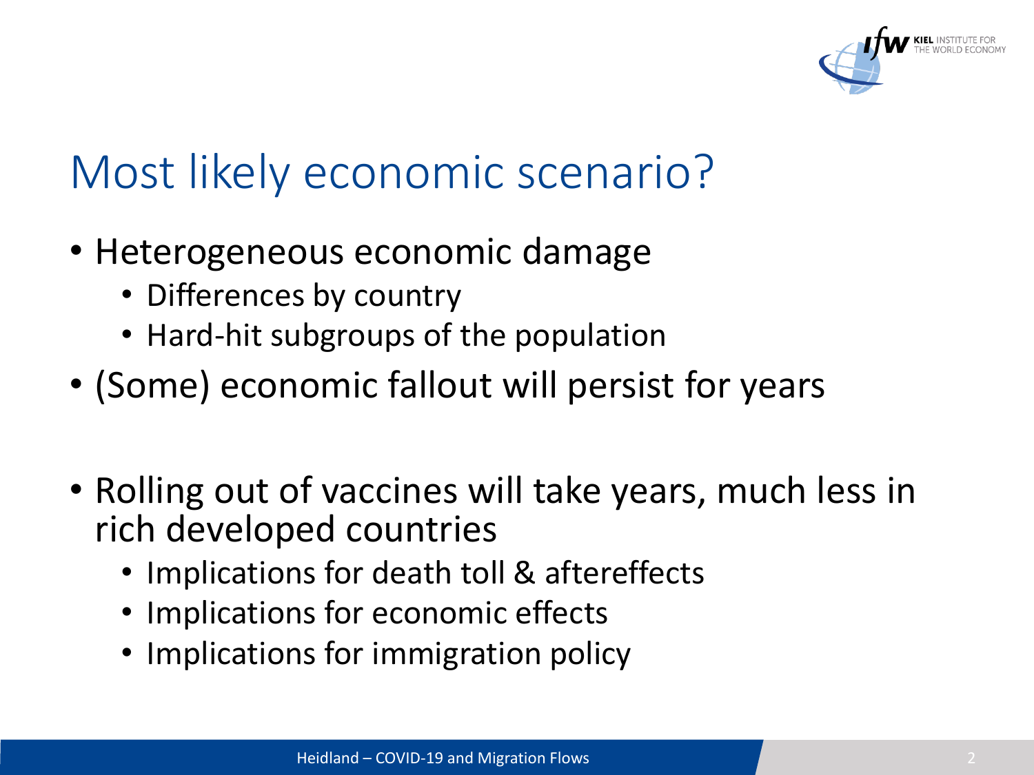# Most likely economic scenario?

- Heterogeneous economic damage
  - Differences by country
  - Hard-hit subgroups of the population
- (Some) economic fallout will persist for years

- Rolling out of vaccines will take years, much less in rich developed countries
  - Implications for death toll & aftereffects
  - Implications for economic effects
  - Implications for immigration policy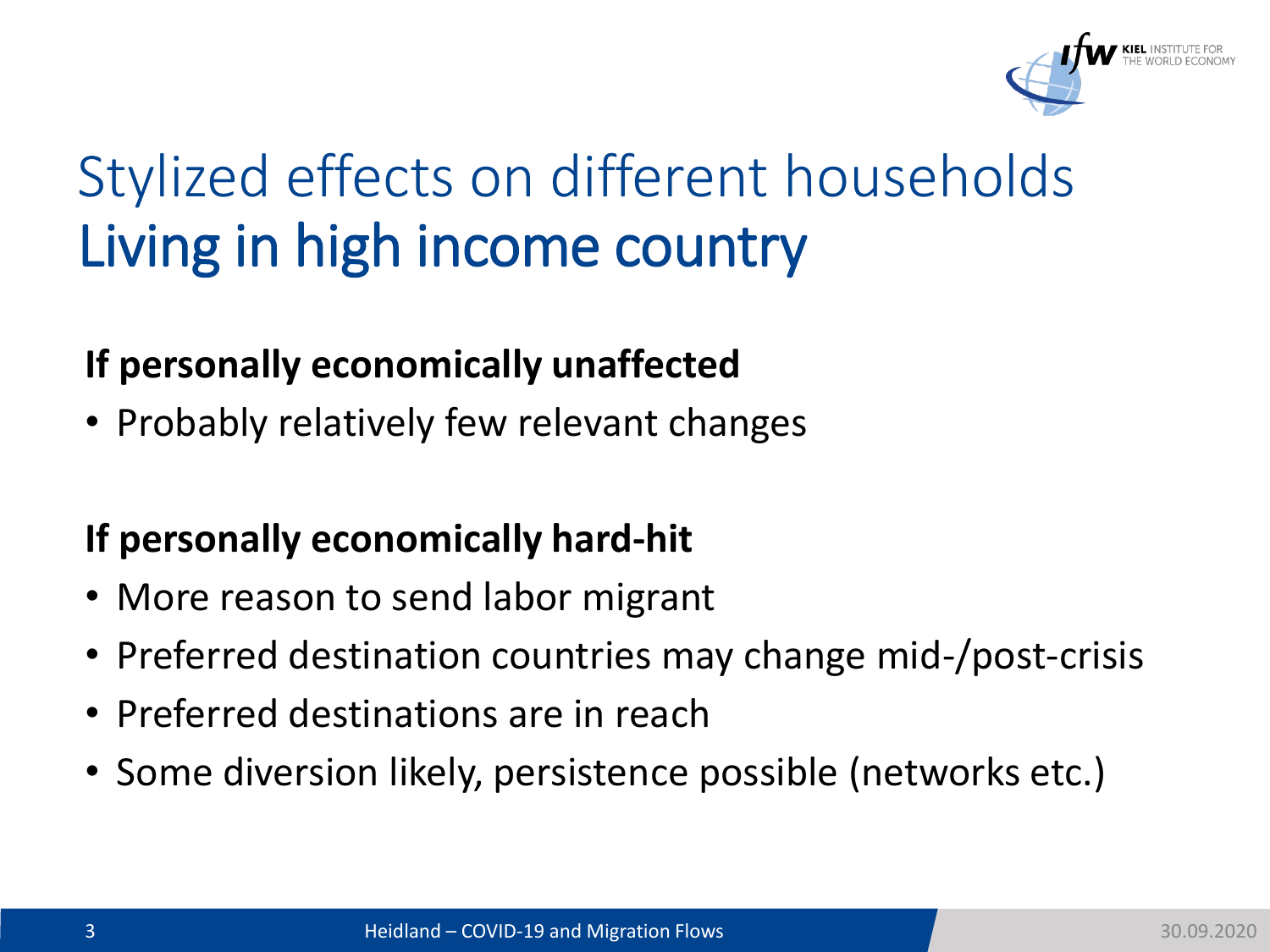# Stylized effects on different households
## Living in high income country

**If personally economically unaffected**

- Probably relatively few relevant changes

**If personally economically hard-hit**

- More reason to send labor migrant
- Preferred destination countries may change mid-/post-crisis
- Preferred destinations are in reach
- Some diversion likely, persistence possible (networks etc.)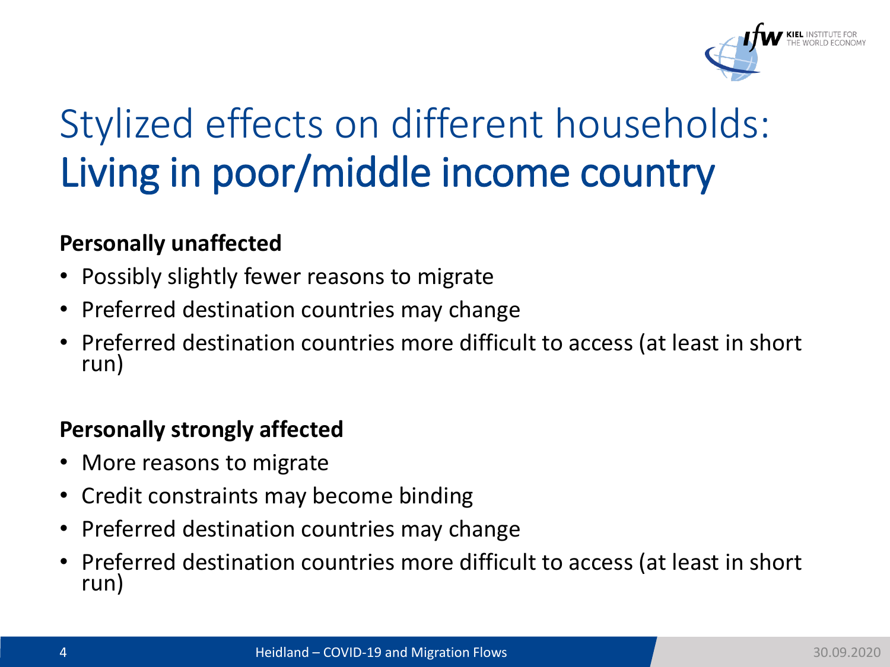# Stylized effects on different households: Living in poor/middle income country

**Personally unaffected**

- Possibly slightly fewer reasons to migrate
- Preferred destination countries may change
- Preferred destination countries more difficult to access (at least in short run)

**Personally strongly affected**

- More reasons to migrate
- Credit constraints may become binding
- Preferred destination countries may change
- Preferred destination countries more difficult to access (at least in short run)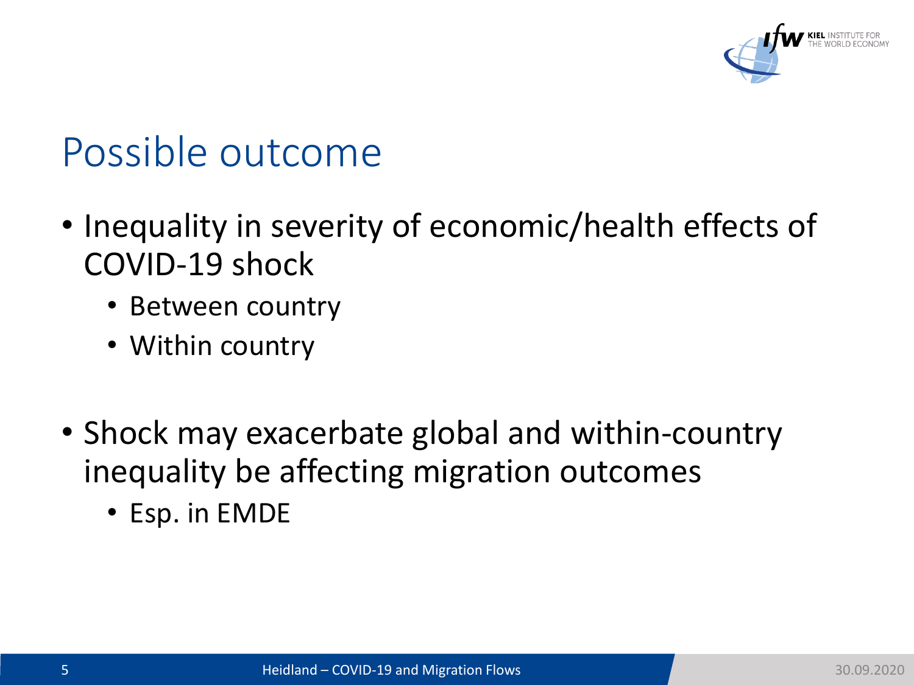# Possible outcome

- Inequality in severity of economic/health effects of COVID-19 shock
  - Between country
  - Within country
- Shock may exacerbate global and within-country inequality be affecting migration outcomes
  - Esp. in EMDE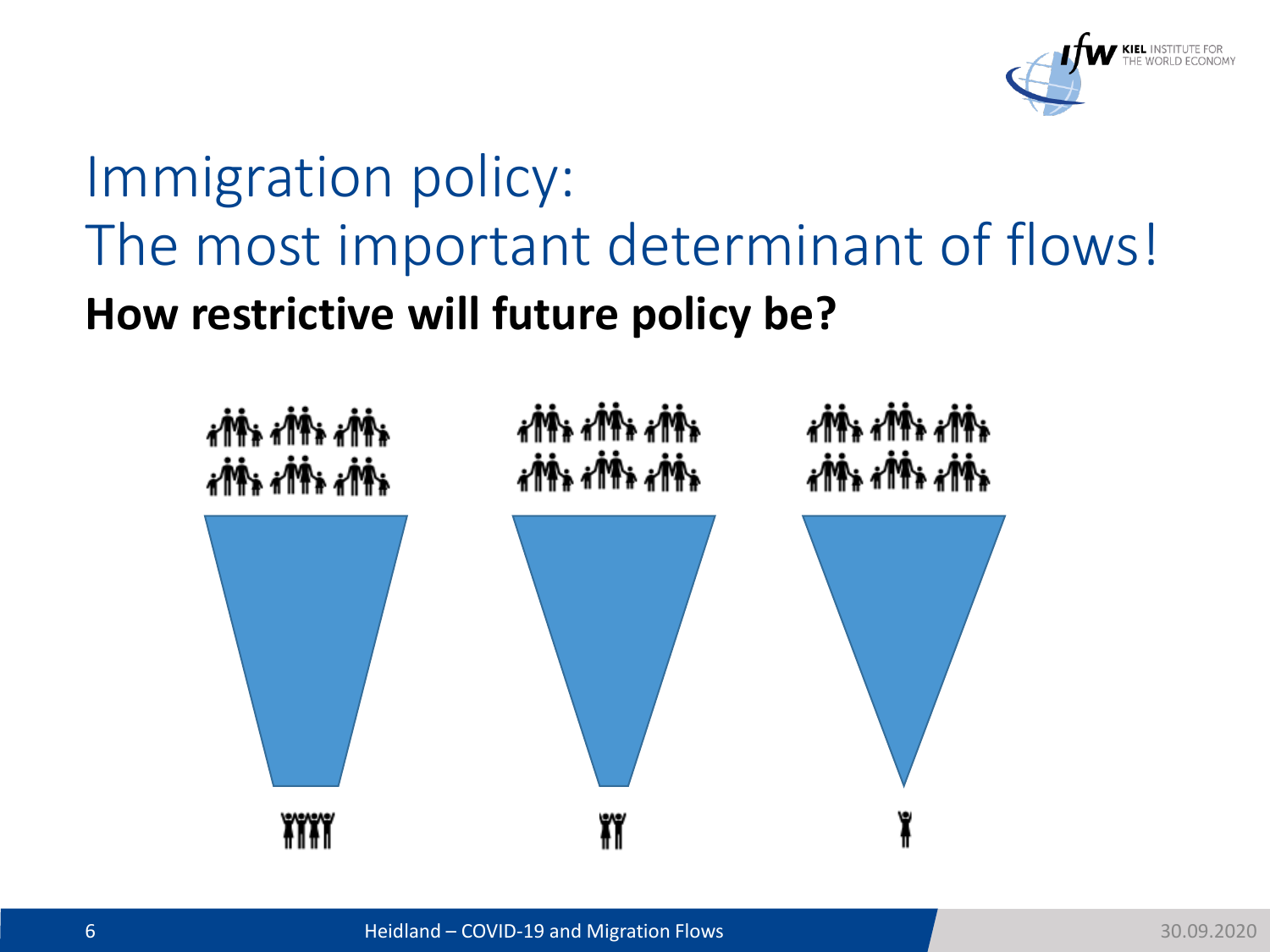# Immigration policy: The most important determinant of flows!

**How restrictive will future policy be?**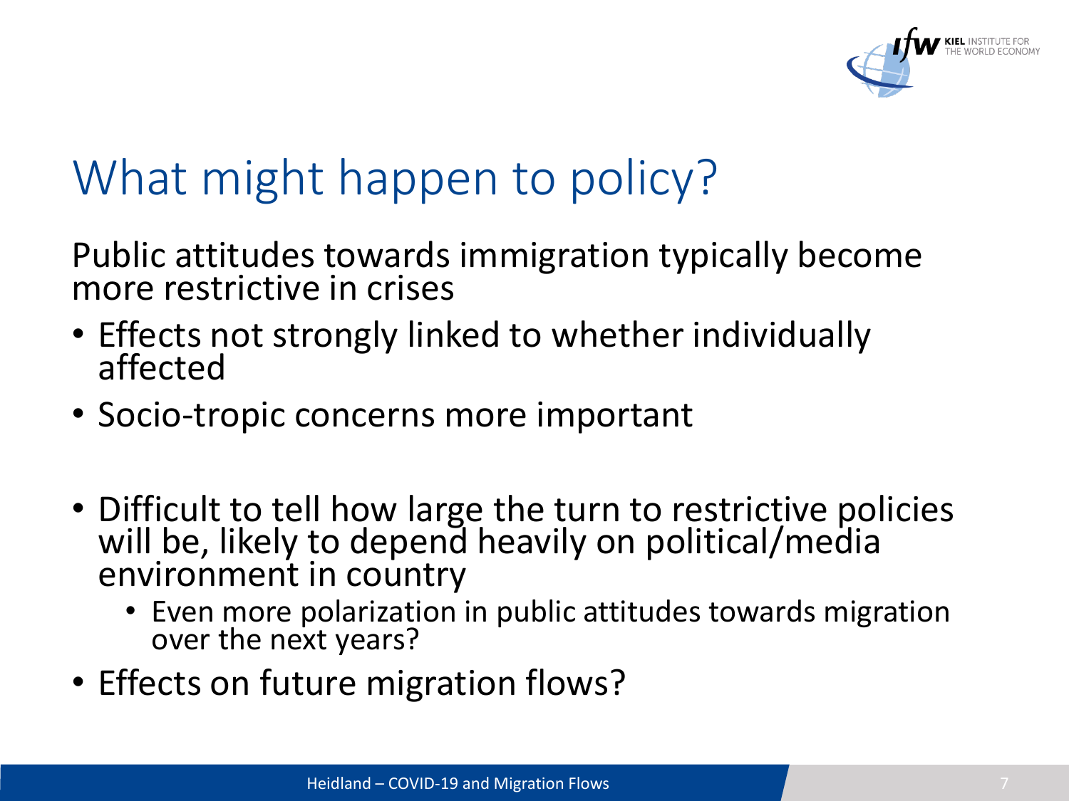# What might happen to policy?

Public attitudes towards immigration typically become more restrictive in crises

- Effects not strongly linked to whether individually affected
- Socio-tropic concerns more important

- Difficult to tell how large the turn to restrictive policies will be, likely to depend heavily on political/media environment in country
  - Even more polarization in public attitudes towards migration over the next years?
- Effects on future migration flows?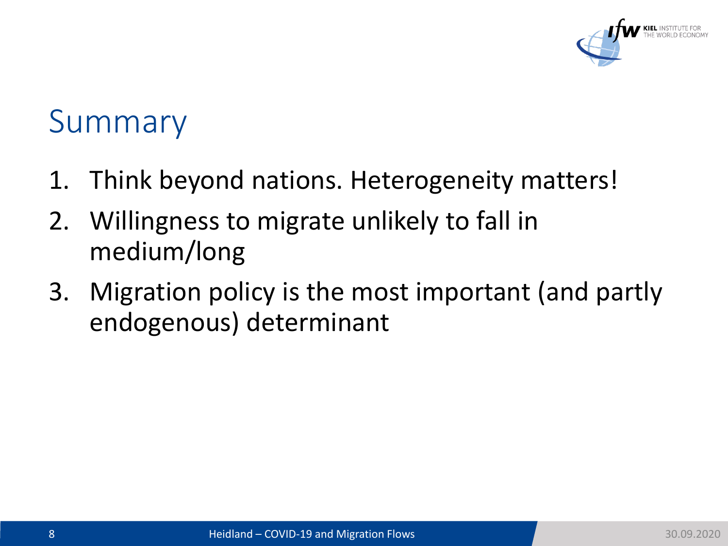# Summary

1. Think beyond nations. Heterogeneity matters!
2. Willingness to migrate unlikely to fall in medium/long
3. Migration policy is the most important (and partly endogenous) determinant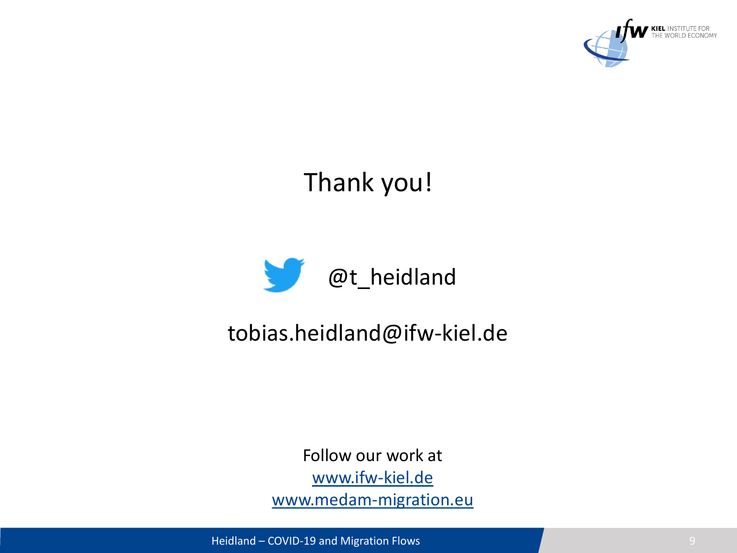# Thank you!

@t_heidland

tobias.heidland@ifw-kiel.de

Follow our work at

[www.ifw-kiel.de](http://www.ifw-kiel.de)

[www.medam-migration.eu](http://www.medam-migration.eu)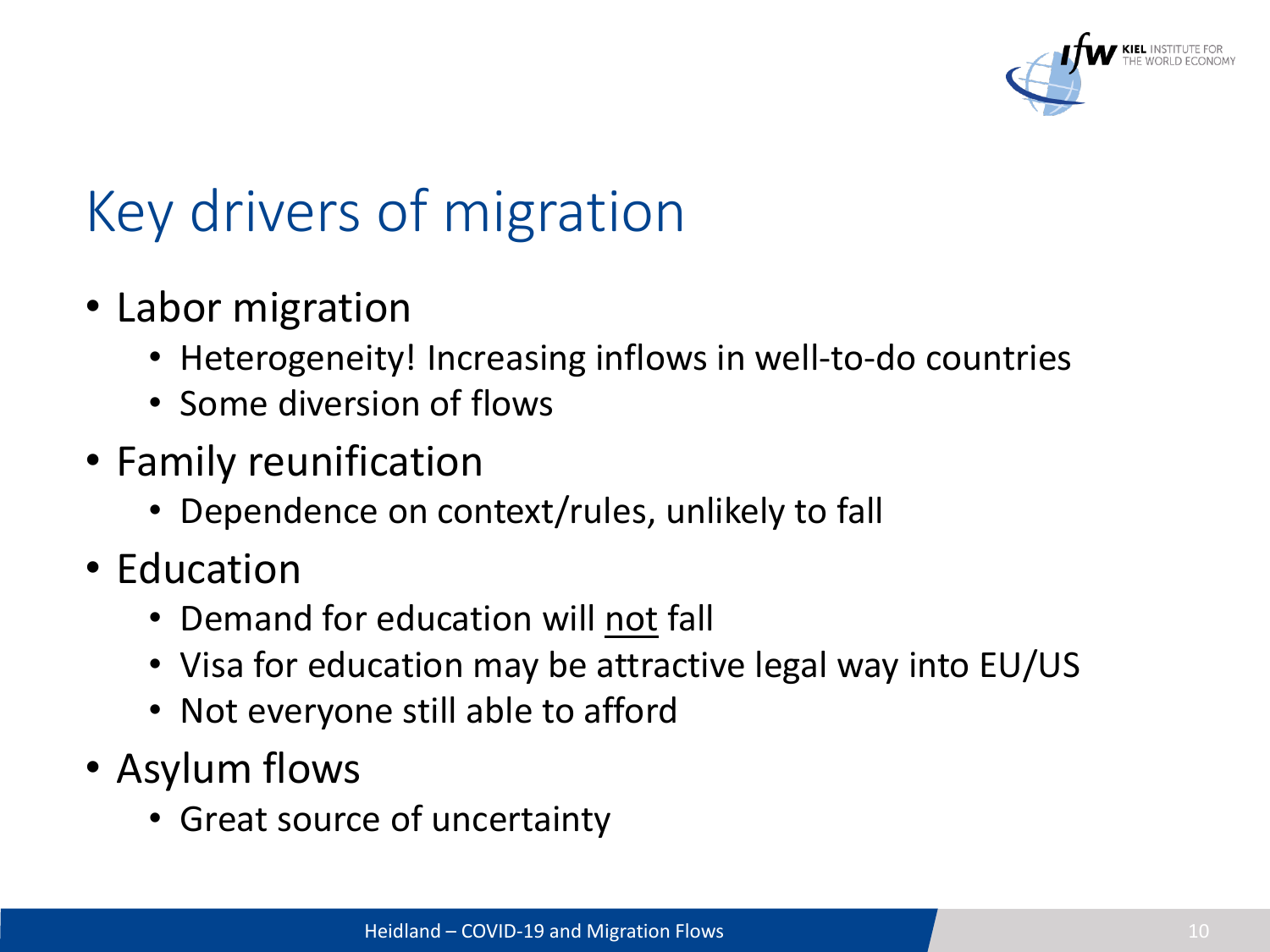# Key drivers of migration

- Labor migration
  - Heterogeneity! Increasing inflows in well-to-do countries
  - Some diversion of flows
- Family reunification
  - Dependence on context/rules, unlikely to fall
- Education
  - Demand for education will <u>not</u> fall
  - Visa for education may be attractive legal way into EU/US
  - Not everyone still able to afford
- Asylum flows
  - Great source of uncertainty